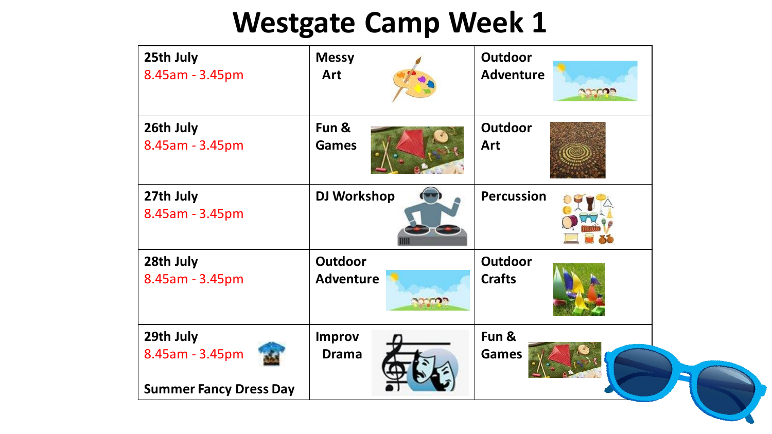# Westgate Camp Week 1

| Date | Morning | Afternoon |
| --- | --- | --- |
| **25th July** 8.45am - 3.45pm | **Messy Art** | **Outdoor Adventure** |
| **26th July** 8.45am - 3.45pm | **Fun & Games** | **Outdoor Art** |
| **27th July** 8.45am - 3.45pm | **DJ Workshop** | **Percussion** |
| **28th July** 8.45am - 3.45pm | **Outdoor Adventure** | **Outdoor Crafts** |
| **29th July** 8.45am - 3.45pm **Summer Fancy Dress Day** | **Improv Drama** | **Fun & Games** |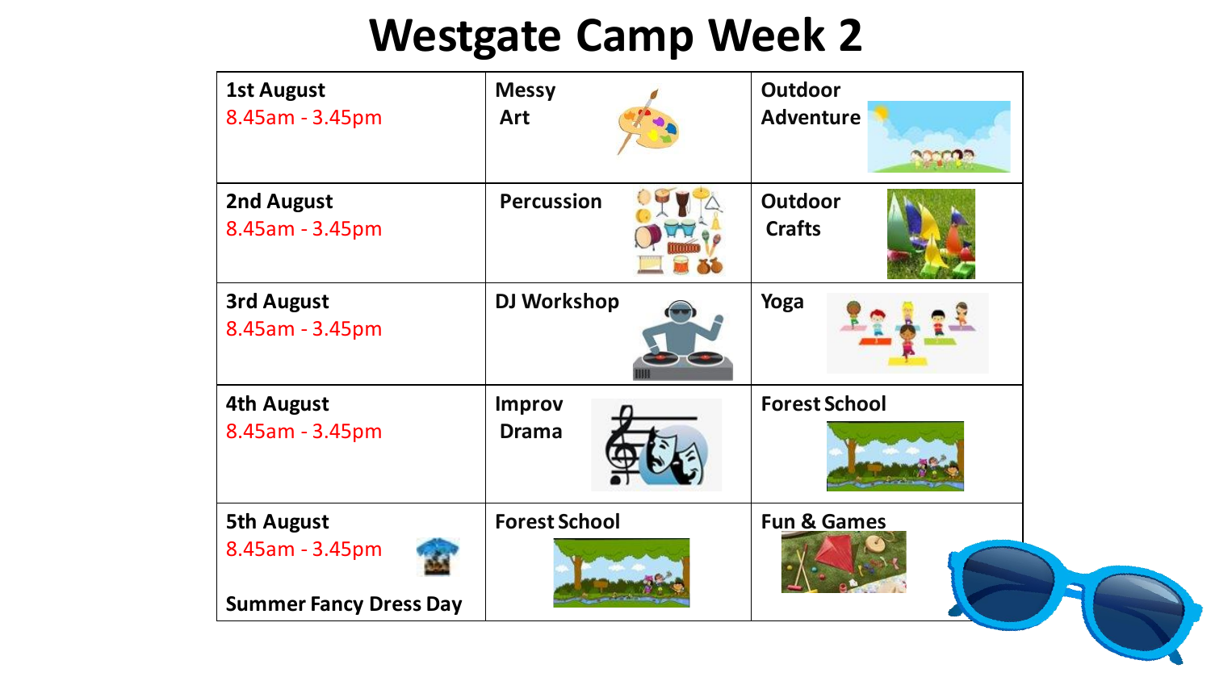# Westgate Camp Week 2

| | | |
|---|---|---|
| **1st August** 8.45am - 3.45pm | **Messy Art** | **Outdoor Adventure** |
| **2nd August** 8.45am - 3.45pm | **Percussion** | **Outdoor Crafts** |
| **3rd August** 8.45am - 3.45pm | **DJ Workshop** | **Yoga** |
| **4th August** 8.45am - 3.45pm | **Improv Drama** | **Forest School** |
| **5th August** 8.45am - 3.45pm **Summer Fancy Dress Day** | **Forest School** | **Fun & Games** |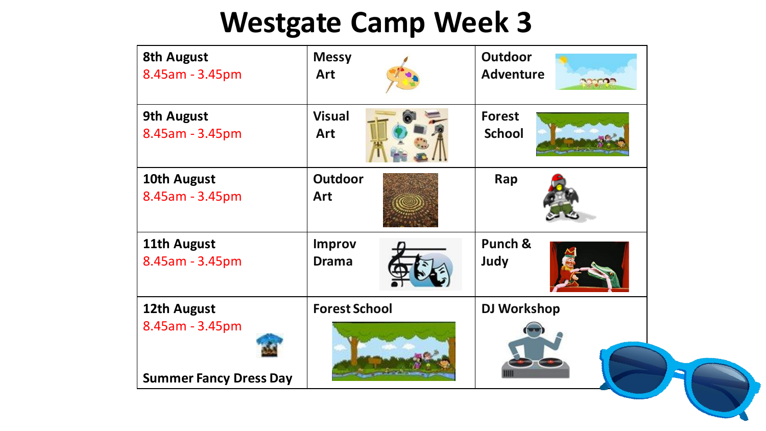# Westgate Camp Week 3

| 8th August 8.45am - 3.45pm | Messy Art | Outdoor Adventure |
|---|---|---|
| 9th August 8.45am - 3.45pm | Visual Art | Forest School |
| 10th August 8.45am - 3.45pm | Outdoor Art | Rap |
| 11th August 8.45am - 3.45pm | Improv Drama | Punch & Judy |
| 12th August 8.45am - 3.45pm Summer Fancy Dress Day | Forest School | DJ Workshop |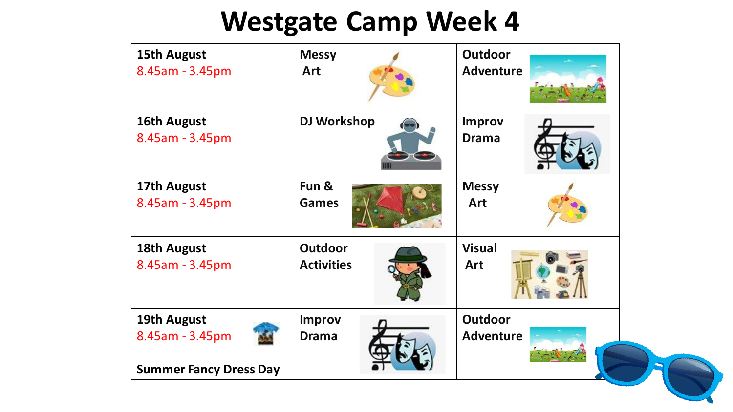# Westgate Camp Week 4

| Date | Morning | Afternoon |
| --- | --- | --- |
| **15th August** 8.45am - 3.45pm | **Messy Art** | **Outdoor Adventure** |
| **16th August** 8.45am - 3.45pm | **DJ Workshop** | **Improv Drama** |
| **17th August** 8.45am - 3.45pm | **Fun & Games** | **Messy Art** |
| **18th August** 8.45am - 3.45pm | **Outdoor Activities** | **Visual Art** |
| **19th August** 8.45am - 3.45pm **Summer Fancy Dress Day** | **Improv Drama** | **Outdoor Adventure** |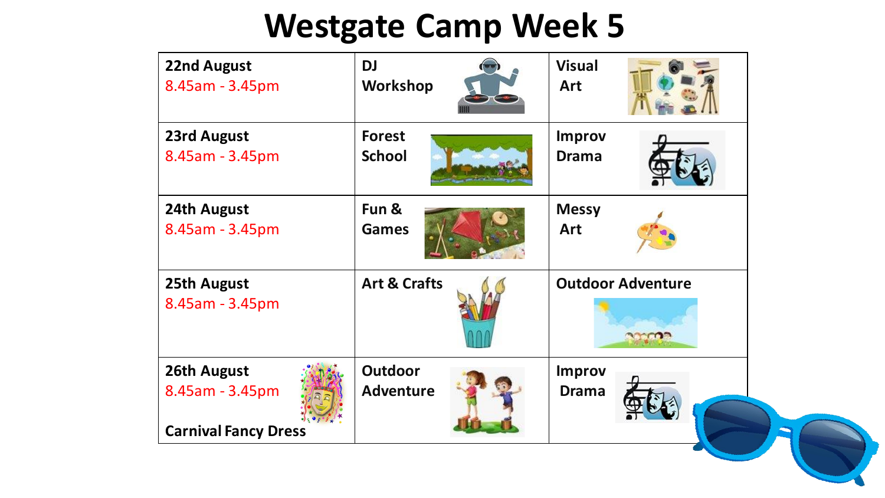# Westgate Camp Week 5

| | | |
|---|---|---|
| **22nd August** 8.45am - 3.45pm | **DJ Workshop** | **Visual Art** |
| **23rd August** 8.45am - 3.45pm | **Forest School** | **Improv Drama** |
| **24th August** 8.45am - 3.45pm | **Fun & Games** | **Messy Art** |
| **25th August** 8.45am - 3.45pm | **Art & Crafts** | **Outdoor Adventure** |
| **26th August** 8.45am - 3.45pm **Carnival Fancy Dress** | **Outdoor Adventure** | **Improv Drama** |